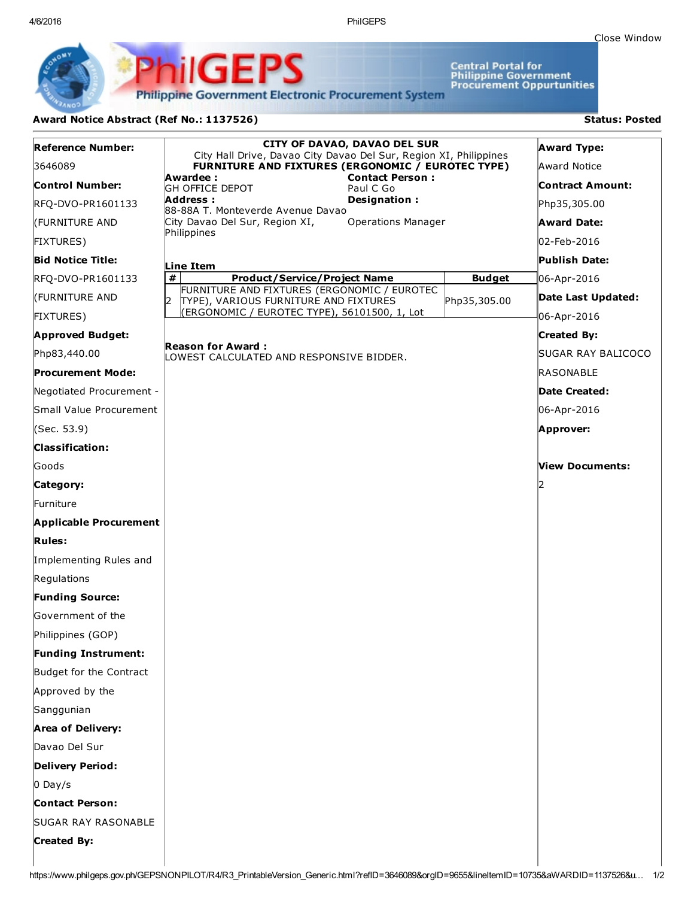# PhilGEPS

**Philippine Government Electronic Procurement System**

Central Portal for Philippine Government Procurement Oppurtunities

**Award Notice Abstract (Ref No.: 1137526)** — **Status: Posted**

**Reference Number:**
3646089

**Control Number:**
RFQ-DVO-PR1601133 (FURNITURE AND FIXTURES)

**Bid Notice Title:**
RFQ-DVO-PR1601133 (FURNITURE AND FIXTURES)

**Approved Budget:**
Php83,440.00

**Procurement Mode:**
Negotiated Procurement - Small Value Procurement (Sec. 53.9)

**Classification:**
Goods

**Category:**
Furniture

**Applicable Procurement Rules:**
Implementing Rules and Regulations

**Funding Source:**
Government of the Philippines (GOP)

**Funding Instrument:**
Budget for the Contract Approved by the Sanggunian

**Area of Delivery:**
Davao Del Sur

**Delivery Period:**
0 Day/s

**Contact Person:**
SUGAR RAY RASONABLE

**Created By:**

---

**CITY OF DAVAO, DAVAO DEL SUR**
City Hall Drive, Davao City Davao Del Sur, Region XI, Philippines
**FURNITURE AND FIXTURES (ERGONOMIC / EUROTEC TYPE)**

**Awardee :**
GH OFFICE DEPOT

**Address :**
88-88A T. Monteverde Avenue Davao City Davao Del Sur, Region XI, Philippines

**Contact Person :**
Paul C Go

**Designation :**
Operations Manager

**Line Item**

| # | Product/Service/Project Name | Budget |
|---|---|---|
| 2 | FURNITURE AND FIXTURES (ERGONOMIC / EUROTEC TYPE), VARIOUS FURNITURE AND FIXTURES (ERGONOMIC / EUROTEC TYPE), 56101500, 1, Lot | Php35,305.00 |

**Reason for Award :**
LOWEST CALCULATED AND RESPONSIVE BIDDER.

---

**Award Type:**
Award Notice

**Contract Amount:**
Php35,305.00

**Award Date:**
02-Feb-2016

**Publish Date:**
06-Apr-2016

**Date Last Updated:**
06-Apr-2016

**Created By:**
SUGAR RAY BALICOCO RASONABLE

**Date Created:**
06-Apr-2016

**Approver:**

**View Documents:**
2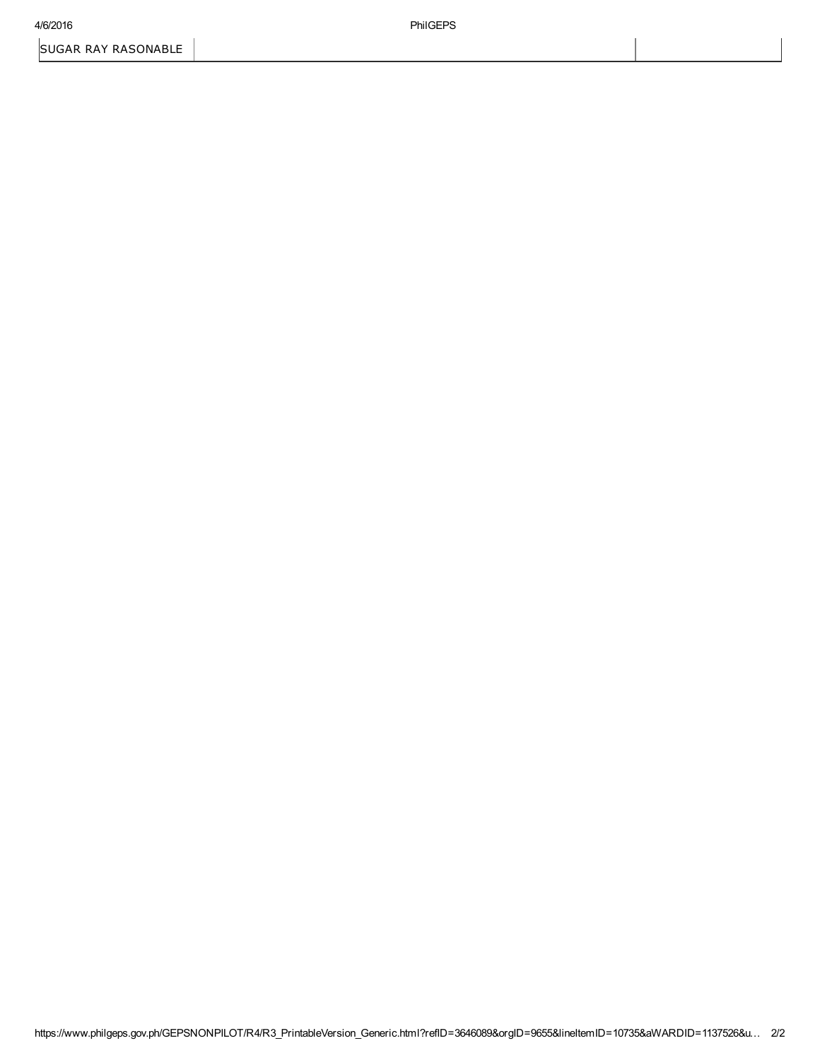| | | |
|---|---|---|
| SUGAR RAY RASONABLE | | |